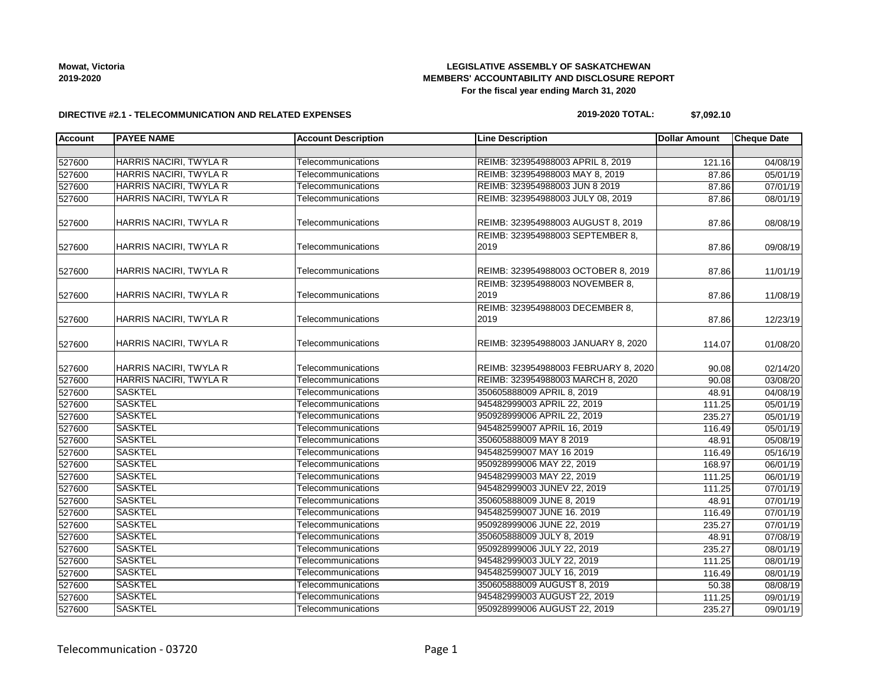**Mowat, Victoria**
**2019-2020**

**LEGISLATIVE ASSEMBLY OF SASKATCHEWAN**
**MEMBERS' ACCOUNTABILITY AND DISCLOSURE REPORT**
**For the fiscal year ending March 31, 2020**

**DIRECTIVE #2.1 - TELECOMMUNICATION AND RELATED EXPENSES**

**2019-2020 TOTAL: $7,092.10**

| Account | PAYEE NAME | Account Description | Line Description | Dollar Amount | Cheque Date |
|---|---|---|---|---|---|
| | | | | | |
| 527600 | HARRIS NACIRI, TWYLA R | Telecommunications | REIMB: 323954988003 APRIL 8, 2019 | 121.16 | 04/08/19 |
| 527600 | HARRIS NACIRI, TWYLA R | Telecommunications | REIMB: 323954988003 MAY 8, 2019 | 87.86 | 05/01/19 |
| 527600 | HARRIS NACIRI, TWYLA R | Telecommunications | REIMB: 323954988003 JUN 8 2019 | 87.86 | 07/01/19 |
| 527600 | HARRIS NACIRI, TWYLA R | Telecommunications | REIMB: 323954988003 JULY 08, 2019 | 87.86 | 08/01/19 |
| 527600 | HARRIS NACIRI, TWYLA R | Telecommunications | REIMB: 323954988003 AUGUST 8, 2019 | 87.86 | 08/08/19 |
| 527600 | HARRIS NACIRI, TWYLA R | Telecommunications | REIMB: 323954988003 SEPTEMBER 8, 2019 | 87.86 | 09/08/19 |
| 527600 | HARRIS NACIRI, TWYLA R | Telecommunications | REIMB: 323954988003 OCTOBER 8, 2019 | 87.86 | 11/01/19 |
| 527600 | HARRIS NACIRI, TWYLA R | Telecommunications | REIMB: 323954988003 NOVEMBER 8, 2019 | 87.86 | 11/08/19 |
| 527600 | HARRIS NACIRI, TWYLA R | Telecommunications | REIMB: 323954988003 DECEMBER 8, 2019 | 87.86 | 12/23/19 |
| 527600 | HARRIS NACIRI, TWYLA R | Telecommunications | REIMB: 323954988003 JANUARY 8, 2020 | 114.07 | 01/08/20 |
| 527600 | HARRIS NACIRI, TWYLA R | Telecommunications | REIMB: 323954988003 FEBRUARY 8, 2020 | 90.08 | 02/14/20 |
| 527600 | HARRIS NACIRI, TWYLA R | Telecommunications | REIMB: 323954988003 MARCH 8, 2020 | 90.08 | 03/08/20 |
| 527600 | SASKTEL | Telecommunications | 350605888009 APRIL 8, 2019 | 48.91 | 04/08/19 |
| 527600 | SASKTEL | Telecommunications | 945482999003 APRIL 22, 2019 | 111.25 | 05/01/19 |
| 527600 | SASKTEL | Telecommunications | 950928999006 APRIL 22, 2019 | 235.27 | 05/01/19 |
| 527600 | SASKTEL | Telecommunications | 945482599007 APRIL 16, 2019 | 116.49 | 05/01/19 |
| 527600 | SASKTEL | Telecommunications | 350605888009 MAY 8 2019 | 48.91 | 05/08/19 |
| 527600 | SASKTEL | Telecommunications | 945482599007 MAY 16 2019 | 116.49 | 05/16/19 |
| 527600 | SASKTEL | Telecommunications | 950928999006 MAY 22, 2019 | 168.97 | 06/01/19 |
| 527600 | SASKTEL | Telecommunications | 945482999003 MAY 22, 2019 | 111.25 | 06/01/19 |
| 527600 | SASKTEL | Telecommunications | 945482999003 JUNEV 22, 2019 | 111.25 | 07/01/19 |
| 527600 | SASKTEL | Telecommunications | 350605888009 JUNE 8, 2019 | 48.91 | 07/01/19 |
| 527600 | SASKTEL | Telecommunications | 945482599007 JUNE 16. 2019 | 116.49 | 07/01/19 |
| 527600 | SASKTEL | Telecommunications | 950928999006 JUNE 22, 2019 | 235.27 | 07/01/19 |
| 527600 | SASKTEL | Telecommunications | 350605888009 JULY 8, 2019 | 48.91 | 07/08/19 |
| 527600 | SASKTEL | Telecommunications | 950928999006 JULY 22, 2019 | 235.27 | 08/01/19 |
| 527600 | SASKTEL | Telecommunications | 945482999003 JULY 22, 2019 | 111.25 | 08/01/19 |
| 527600 | SASKTEL | Telecommunications | 945482599007 JULY 16, 2019 | 116.49 | 08/01/19 |
| 527600 | SASKTEL | Telecommunications | 350605888009 AUGUST 8, 2019 | 50.38 | 08/08/19 |
| 527600 | SASKTEL | Telecommunications | 945482999003 AUGUST 22, 2019 | 111.25 | 09/01/19 |
| 527600 | SASKTEL | Telecommunications | 950928999006 AUGUST 22, 2019 | 235.27 | 09/01/19 |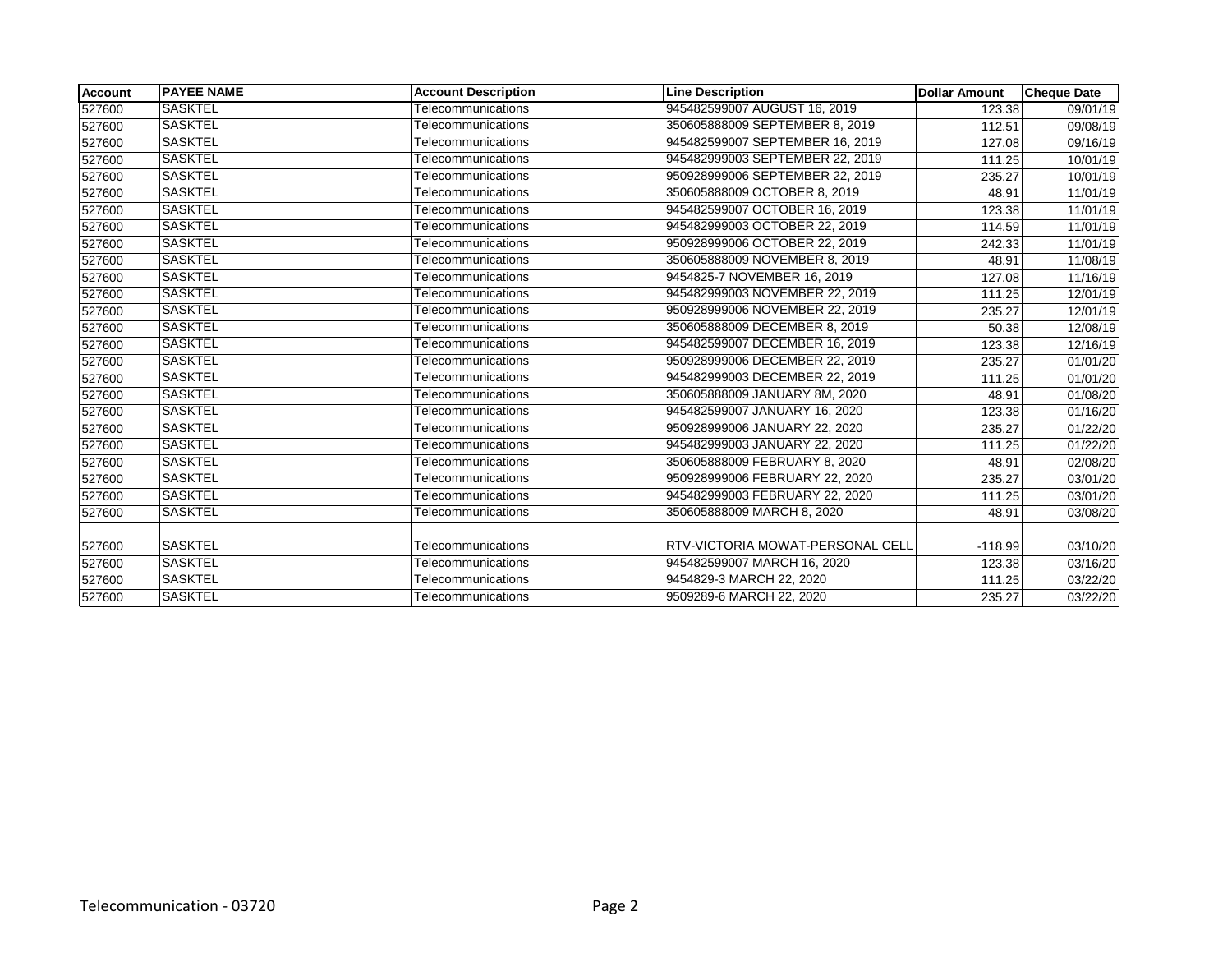| Account | PAYEE NAME | Account Description | Line Description | Dollar Amount | Cheque Date |
| --- | --- | --- | --- | --- | --- |
| 527600 | SASKTEL | Telecommunications | 945482599007 AUGUST 16, 2019 | 123.38 | 09/01/19 |
| 527600 | SASKTEL | Telecommunications | 350605888009 SEPTEMBER 8, 2019 | 112.51 | 09/08/19 |
| 527600 | SASKTEL | Telecommunications | 945482599007 SEPTEMBER 16, 2019 | 127.08 | 09/16/19 |
| 527600 | SASKTEL | Telecommunications | 945482999003 SEPTEMBER 22, 2019 | 111.25 | 10/01/19 |
| 527600 | SASKTEL | Telecommunications | 950928999006 SEPTEMBER 22, 2019 | 235.27 | 10/01/19 |
| 527600 | SASKTEL | Telecommunications | 350605888009 OCTOBER 8, 2019 | 48.91 | 11/01/19 |
| 527600 | SASKTEL | Telecommunications | 945482599007 OCTOBER 16, 2019 | 123.38 | 11/01/19 |
| 527600 | SASKTEL | Telecommunications | 945482999003 OCTOBER 22, 2019 | 114.59 | 11/01/19 |
| 527600 | SASKTEL | Telecommunications | 950928999006 OCTOBER 22, 2019 | 242.33 | 11/01/19 |
| 527600 | SASKTEL | Telecommunications | 350605888009 NOVEMBER 8, 2019 | 48.91 | 11/08/19 |
| 527600 | SASKTEL | Telecommunications | 9454825-7 NOVEMBER 16, 2019 | 127.08 | 11/16/19 |
| 527600 | SASKTEL | Telecommunications | 945482999003 NOVEMBER 22, 2019 | 111.25 | 12/01/19 |
| 527600 | SASKTEL | Telecommunications | 950928999006 NOVEMBER 22, 2019 | 235.27 | 12/01/19 |
| 527600 | SASKTEL | Telecommunications | 350605888009 DECEMBER 8, 2019 | 50.38 | 12/08/19 |
| 527600 | SASKTEL | Telecommunications | 945482599007 DECEMBER 16, 2019 | 123.38 | 12/16/19 |
| 527600 | SASKTEL | Telecommunications | 950928999006 DECEMBER 22, 2019 | 235.27 | 01/01/20 |
| 527600 | SASKTEL | Telecommunications | 945482999003 DECEMBER 22, 2019 | 111.25 | 01/01/20 |
| 527600 | SASKTEL | Telecommunications | 350605888009 JANUARY 8M, 2020 | 48.91 | 01/08/20 |
| 527600 | SASKTEL | Telecommunications | 945482599007 JANUARY 16, 2020 | 123.38 | 01/16/20 |
| 527600 | SASKTEL | Telecommunications | 950928999006 JANUARY 22, 2020 | 235.27 | 01/22/20 |
| 527600 | SASKTEL | Telecommunications | 945482999003 JANUARY 22, 2020 | 111.25 | 01/22/20 |
| 527600 | SASKTEL | Telecommunications | 350605888009 FEBRUARY 8, 2020 | 48.91 | 02/08/20 |
| 527600 | SASKTEL | Telecommunications | 950928999006 FEBRUARY 22, 2020 | 235.27 | 03/01/20 |
| 527600 | SASKTEL | Telecommunications | 945482999003 FEBRUARY 22, 2020 | 111.25 | 03/01/20 |
| 527600 | SASKTEL | Telecommunications | 350605888009 MARCH 8, 2020 | 48.91 | 03/08/20 |
| 527600 | SASKTEL | Telecommunications | RTV-VICTORIA MOWAT-PERSONAL CELL | -118.99 | 03/10/20 |
| 527600 | SASKTEL | Telecommunications | 945482599007 MARCH 16, 2020 | 123.38 | 03/16/20 |
| 527600 | SASKTEL | Telecommunications | 9454829-3 MARCH 22, 2020 | 111.25 | 03/22/20 |
| 527600 | SASKTEL | Telecommunications | 9509289-6 MARCH 22, 2020 | 235.27 | 03/22/20 |

Telecommunication - 03720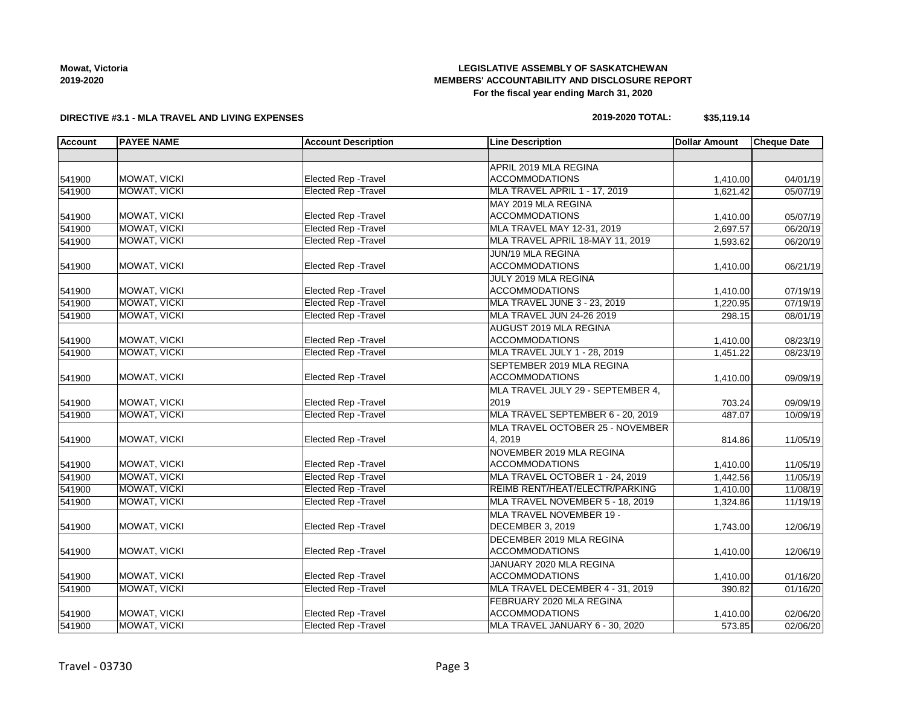**Mowat, Victoria**
**2019-2020**

**LEGISLATIVE ASSEMBLY OF SASKATCHEWAN**
**MEMBERS' ACCOUNTABILITY AND DISCLOSURE REPORT**
**For the fiscal year ending March 31, 2020**

**DIRECTIVE #3.1 - MLA TRAVEL AND LIVING EXPENSES**

**2019-2020 TOTAL: $35,119.14**

| Account | PAYEE NAME | Account Description | Line Description | Dollar Amount | Cheque Date |
|---|---|---|---|---|---|
| | | | | | |
| 541900 | MOWAT, VICKI | Elected Rep -Travel | APRIL 2019 MLA REGINA ACCOMMODATIONS | 1,410.00 | 04/01/19 |
| 541900 | MOWAT, VICKI | Elected Rep -Travel | MLA TRAVEL APRIL 1 - 17, 2019 | 1,621.42 | 05/07/19 |
| 541900 | MOWAT, VICKI | Elected Rep -Travel | MAY 2019 MLA REGINA ACCOMMODATIONS | 1,410.00 | 05/07/19 |
| 541900 | MOWAT, VICKI | Elected Rep -Travel | MLA TRAVEL MAY 12-31, 2019 | 2,697.57 | 06/20/19 |
| 541900 | MOWAT, VICKI | Elected Rep -Travel | MLA TRAVEL APRIL 18-MAY 11, 2019 | 1,593.62 | 06/20/19 |
| 541900 | MOWAT, VICKI | Elected Rep -Travel | JUN/19 MLA REGINA ACCOMMODATIONS | 1,410.00 | 06/21/19 |
| 541900 | MOWAT, VICKI | Elected Rep -Travel | JULY 2019 MLA REGINA ACCOMMODATIONS | 1,410.00 | 07/19/19 |
| 541900 | MOWAT, VICKI | Elected Rep -Travel | MLA TRAVEL JUNE 3 - 23, 2019 | 1,220.95 | 07/19/19 |
| 541900 | MOWAT, VICKI | Elected Rep -Travel | MLA TRAVEL JUN 24-26 2019 | 298.15 | 08/01/19 |
| 541900 | MOWAT, VICKI | Elected Rep -Travel | AUGUST 2019 MLA REGINA ACCOMMODATIONS | 1,410.00 | 08/23/19 |
| 541900 | MOWAT, VICKI | Elected Rep -Travel | MLA TRAVEL JULY 1 - 28, 2019 | 1,451.22 | 08/23/19 |
| 541900 | MOWAT, VICKI | Elected Rep -Travel | SEPTEMBER 2019 MLA REGINA ACCOMMODATIONS | 1,410.00 | 09/09/19 |
| 541900 | MOWAT, VICKI | Elected Rep -Travel | MLA TRAVEL JULY 29 - SEPTEMBER 4, 2019 | 703.24 | 09/09/19 |
| 541900 | MOWAT, VICKI | Elected Rep -Travel | MLA TRAVEL SEPTEMBER 6 - 20, 2019 | 487.07 | 10/09/19 |
| 541900 | MOWAT, VICKI | Elected Rep -Travel | MLA TRAVEL OCTOBER 25 - NOVEMBER 4, 2019 | 814.86 | 11/05/19 |
| 541900 | MOWAT, VICKI | Elected Rep -Travel | NOVEMBER 2019 MLA REGINA ACCOMMODATIONS | 1,410.00 | 11/05/19 |
| 541900 | MOWAT, VICKI | Elected Rep -Travel | MLA TRAVEL OCTOBER 1 - 24, 2019 | 1,442.56 | 11/05/19 |
| 541900 | MOWAT, VICKI | Elected Rep -Travel | REIMB RENT/HEAT/ELECTR/PARKING | 1,410.00 | 11/08/19 |
| 541900 | MOWAT, VICKI | Elected Rep -Travel | MLA TRAVEL NOVEMBER 5 - 18, 2019 | 1,324.86 | 11/19/19 |
| 541900 | MOWAT, VICKI | Elected Rep -Travel | MLA TRAVEL NOVEMBER 19 - DECEMBER 3, 2019 | 1,743.00 | 12/06/19 |
| 541900 | MOWAT, VICKI | Elected Rep -Travel | DECEMBER 2019 MLA REGINA ACCOMMODATIONS | 1,410.00 | 12/06/19 |
| 541900 | MOWAT, VICKI | Elected Rep -Travel | JANUARY 2020 MLA REGINA ACCOMMODATIONS | 1,410.00 | 01/16/20 |
| 541900 | MOWAT, VICKI | Elected Rep -Travel | MLA TRAVEL DECEMBER 4 - 31, 2019 | 390.82 | 01/16/20 |
| 541900 | MOWAT, VICKI | Elected Rep -Travel | FEBRUARY 2020 MLA REGINA ACCOMMODATIONS | 1,410.00 | 02/06/20 |
| 541900 | MOWAT, VICKI | Elected Rep -Travel | MLA TRAVEL JANUARY 6 - 30, 2020 | 573.85 | 02/06/20 |

Travel - 03730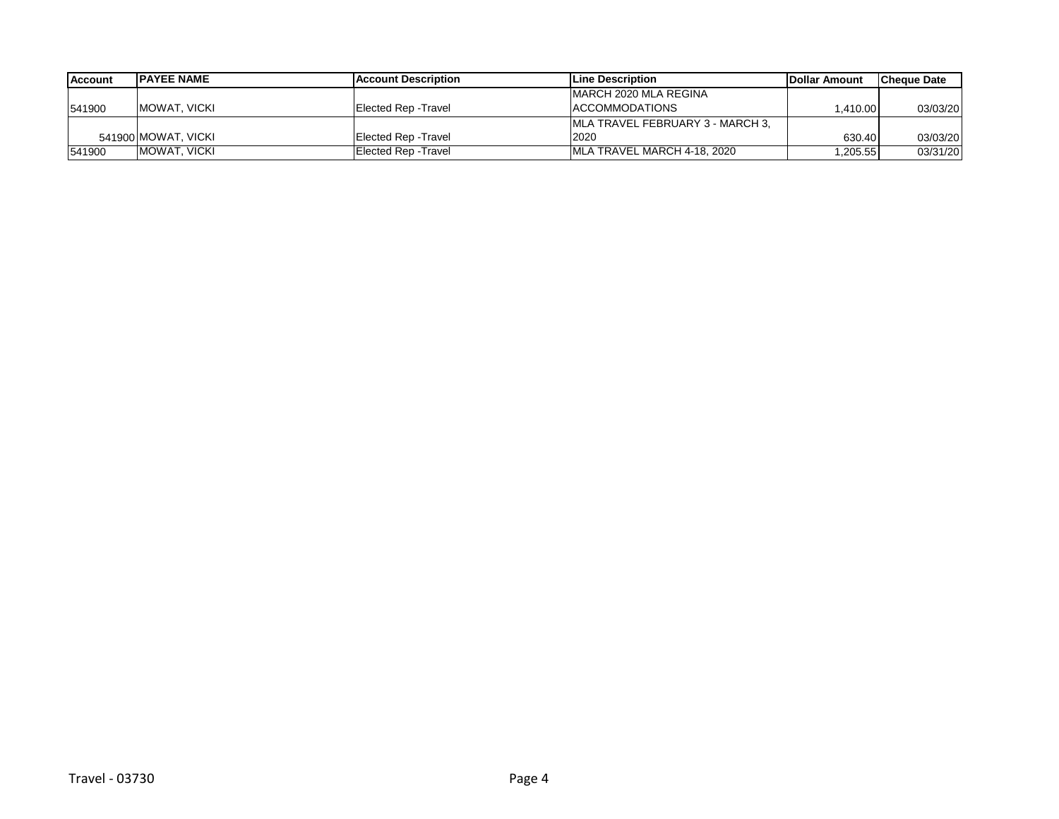| Account | PAYEE NAME | Account Description | Line Description | Dollar Amount | Cheque Date |
| --- | --- | --- | --- | --- | --- |
| 541900 | MOWAT, VICKI | Elected Rep -Travel | MARCH 2020 MLA REGINA ACCOMMODATIONS | 1,410.00 | 03/03/20 |
| 541900 | MOWAT, VICKI | Elected Rep -Travel | MLA TRAVEL FEBRUARY 3 - MARCH 3, 2020 | 630.40 | 03/03/20 |
| 541900 | MOWAT, VICKI | Elected Rep -Travel | MLA TRAVEL MARCH 4-18, 2020 | 1,205.55 | 03/31/20 |

Travel - 03730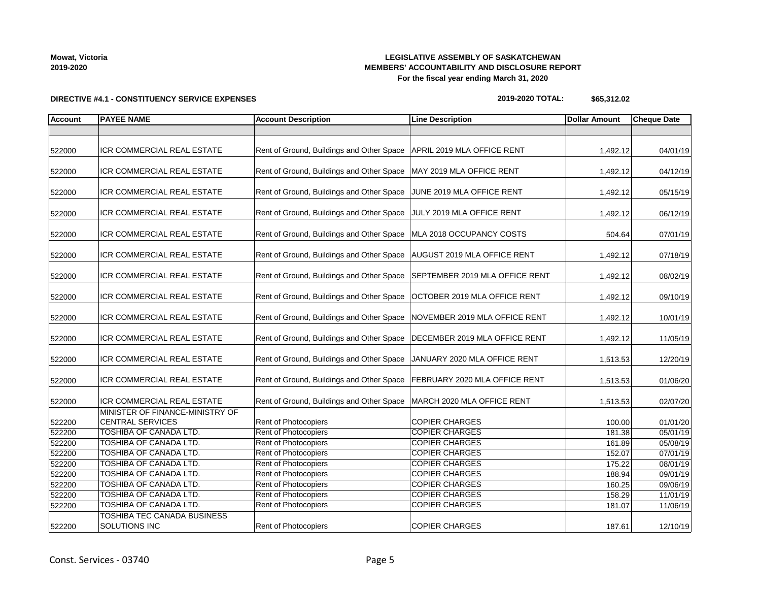Mowat, Victoria
2019-2020

**LEGISLATIVE ASSEMBLY OF SASKATCHEWAN**
**MEMBERS' ACCOUNTABILITY AND DISCLOSURE REPORT**
**For the fiscal year ending March 31, 2020**

**DIRECTIVE #4.1 - CONSTITUENCY SERVICE EXPENSES**

**2019-2020 TOTAL: $65,312.02**

| Account | PAYEE NAME | Account Description | Line Description | Dollar Amount | Cheque Date |
|---|---|---|---|---|---|
| | | | | | |
| 522000 | ICR COMMERCIAL REAL ESTATE | Rent of Ground, Buildings and Other Space | APRIL 2019 MLA OFFICE RENT | 1,492.12 | 04/01/19 |
| 522000 | ICR COMMERCIAL REAL ESTATE | Rent of Ground, Buildings and Other Space | MAY 2019 MLA OFFICE RENT | 1,492.12 | 04/12/19 |
| 522000 | ICR COMMERCIAL REAL ESTATE | Rent of Ground, Buildings and Other Space | JUNE 2019 MLA OFFICE RENT | 1,492.12 | 05/15/19 |
| 522000 | ICR COMMERCIAL REAL ESTATE | Rent of Ground, Buildings and Other Space | JULY 2019 MLA OFFICE RENT | 1,492.12 | 06/12/19 |
| 522000 | ICR COMMERCIAL REAL ESTATE | Rent of Ground, Buildings and Other Space | MLA 2018 OCCUPANCY COSTS | 504.64 | 07/01/19 |
| 522000 | ICR COMMERCIAL REAL ESTATE | Rent of Ground, Buildings and Other Space | AUGUST 2019 MLA OFFICE RENT | 1,492.12 | 07/18/19 |
| 522000 | ICR COMMERCIAL REAL ESTATE | Rent of Ground, Buildings and Other Space | SEPTEMBER 2019 MLA OFFICE RENT | 1,492.12 | 08/02/19 |
| 522000 | ICR COMMERCIAL REAL ESTATE | Rent of Ground, Buildings and Other Space | OCTOBER 2019 MLA OFFICE RENT | 1,492.12 | 09/10/19 |
| 522000 | ICR COMMERCIAL REAL ESTATE | Rent of Ground, Buildings and Other Space | NOVEMBER 2019 MLA OFFICE RENT | 1,492.12 | 10/01/19 |
| 522000 | ICR COMMERCIAL REAL ESTATE | Rent of Ground, Buildings and Other Space | DECEMBER 2019 MLA OFFICE RENT | 1,492.12 | 11/05/19 |
| 522000 | ICR COMMERCIAL REAL ESTATE | Rent of Ground, Buildings and Other Space | JANUARY 2020 MLA OFFICE RENT | 1,513.53 | 12/20/19 |
| 522000 | ICR COMMERCIAL REAL ESTATE | Rent of Ground, Buildings and Other Space | FEBRUARY 2020 MLA OFFICE RENT | 1,513.53 | 01/06/20 |
| 522000 | ICR COMMERCIAL REAL ESTATE | Rent of Ground, Buildings and Other Space | MARCH 2020 MLA OFFICE RENT | 1,513.53 | 02/07/20 |
| 522200 | MINISTER OF FINANCE-MINISTRY OF CENTRAL SERVICES | Rent of Photocopiers | COPIER CHARGES | 100.00 | 01/01/20 |
| 522200 | TOSHIBA OF CANADA LTD. | Rent of Photocopiers | COPIER CHARGES | 181.38 | 05/01/19 |
| 522200 | TOSHIBA OF CANADA LTD. | Rent of Photocopiers | COPIER CHARGES | 161.89 | 05/08/19 |
| 522200 | TOSHIBA OF CANADA LTD. | Rent of Photocopiers | COPIER CHARGES | 152.07 | 07/01/19 |
| 522200 | TOSHIBA OF CANADA LTD. | Rent of Photocopiers | COPIER CHARGES | 175.22 | 08/01/19 |
| 522200 | TOSHIBA OF CANADA LTD. | Rent of Photocopiers | COPIER CHARGES | 188.94 | 09/01/19 |
| 522200 | TOSHIBA OF CANADA LTD. | Rent of Photocopiers | COPIER CHARGES | 160.25 | 09/06/19 |
| 522200 | TOSHIBA OF CANADA LTD. | Rent of Photocopiers | COPIER CHARGES | 158.29 | 11/01/19 |
| 522200 | TOSHIBA OF CANADA LTD. | Rent of Photocopiers | COPIER CHARGES | 181.07 | 11/06/19 |
| 522200 | TOSHIBA TEC CANADA BUSINESS SOLUTIONS INC | Rent of Photocopiers | COPIER CHARGES | 187.61 | 12/10/19 |

Const. Services - 03740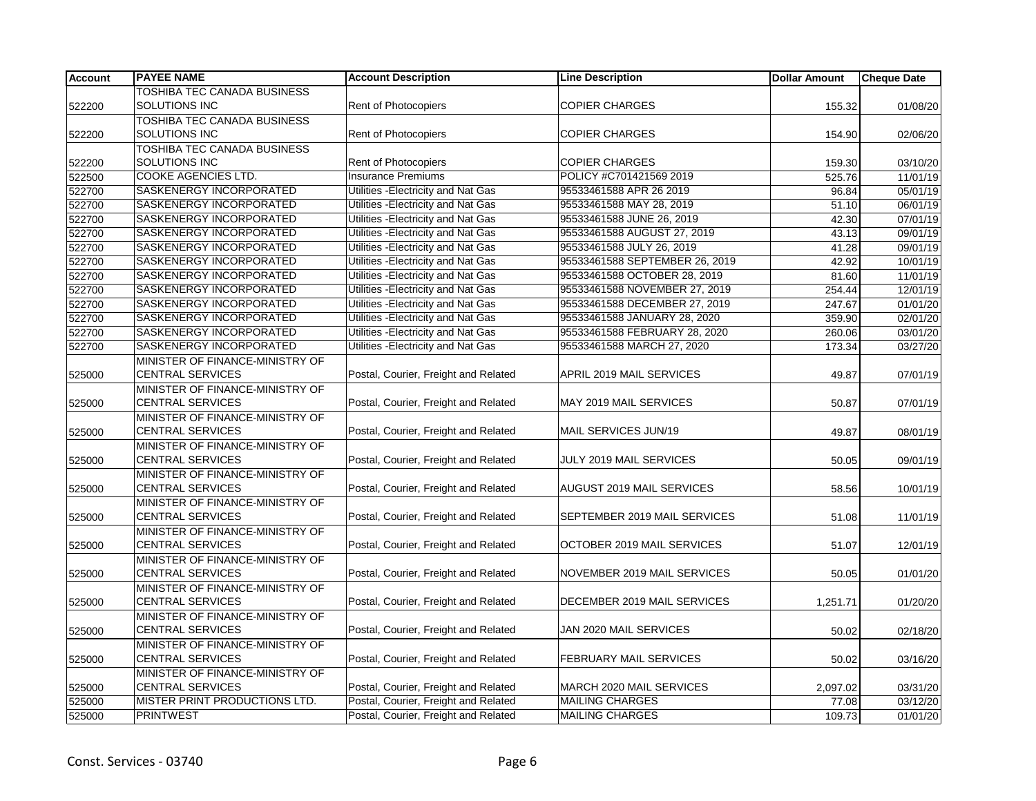| Account | PAYEE NAME | Account Description | Line Description | Dollar Amount | Cheque Date |
|---|---|---|---|---|---|
| 522200 | TOSHIBA TEC CANADA BUSINESS SOLUTIONS INC | Rent of Photocopiers | COPIER CHARGES | 155.32 | 01/08/20 |
| 522200 | TOSHIBA TEC CANADA BUSINESS SOLUTIONS INC | Rent of Photocopiers | COPIER CHARGES | 154.90 | 02/06/20 |
| 522200 | TOSHIBA TEC CANADA BUSINESS SOLUTIONS INC | Rent of Photocopiers | COPIER CHARGES | 159.30 | 03/10/20 |
| 522500 | COOKE AGENCIES LTD. | Insurance Premiums | POLICY #C701421569 2019 | 525.76 | 11/01/19 |
| 522700 | SASKENERGY INCORPORATED | Utilities -Electricity and Nat Gas | 95533461588 APR 26 2019 | 96.84 | 05/01/19 |
| 522700 | SASKENERGY INCORPORATED | Utilities -Electricity and Nat Gas | 95533461588 MAY 28, 2019 | 51.10 | 06/01/19 |
| 522700 | SASKENERGY INCORPORATED | Utilities -Electricity and Nat Gas | 95533461588 JUNE 26, 2019 | 42.30 | 07/01/19 |
| 522700 | SASKENERGY INCORPORATED | Utilities -Electricity and Nat Gas | 95533461588 AUGUST 27, 2019 | 43.13 | 09/01/19 |
| 522700 | SASKENERGY INCORPORATED | Utilities -Electricity and Nat Gas | 95533461588 JULY 26, 2019 | 41.28 | 09/01/19 |
| 522700 | SASKENERGY INCORPORATED | Utilities -Electricity and Nat Gas | 95533461588 SEPTEMBER 26, 2019 | 42.92 | 10/01/19 |
| 522700 | SASKENERGY INCORPORATED | Utilities -Electricity and Nat Gas | 95533461588 OCTOBER 28, 2019 | 81.60 | 11/01/19 |
| 522700 | SASKENERGY INCORPORATED | Utilities -Electricity and Nat Gas | 95533461588 NOVEMBER 27, 2019 | 254.44 | 12/01/19 |
| 522700 | SASKENERGY INCORPORATED | Utilities -Electricity and Nat Gas | 95533461588 DECEMBER 27, 2019 | 247.67 | 01/01/20 |
| 522700 | SASKENERGY INCORPORATED | Utilities -Electricity and Nat Gas | 95533461588 JANUARY 28, 2020 | 359.90 | 02/01/20 |
| 522700 | SASKENERGY INCORPORATED | Utilities -Electricity and Nat Gas | 95533461588 FEBRUARY 28, 2020 | 260.06 | 03/01/20 |
| 522700 | SASKENERGY INCORPORATED | Utilities -Electricity and Nat Gas | 95533461588 MARCH 27, 2020 | 173.34 | 03/27/20 |
| 525000 | MINISTER OF FINANCE-MINISTRY OF CENTRAL SERVICES | Postal, Courier, Freight and Related | APRIL 2019 MAIL SERVICES | 49.87 | 07/01/19 |
| 525000 | MINISTER OF FINANCE-MINISTRY OF CENTRAL SERVICES | Postal, Courier, Freight and Related | MAY 2019 MAIL SERVICES | 50.87 | 07/01/19 |
| 525000 | MINISTER OF FINANCE-MINISTRY OF CENTRAL SERVICES | Postal, Courier, Freight and Related | MAIL SERVICES JUN/19 | 49.87 | 08/01/19 |
| 525000 | MINISTER OF FINANCE-MINISTRY OF CENTRAL SERVICES | Postal, Courier, Freight and Related | JULY 2019 MAIL SERVICES | 50.05 | 09/01/19 |
| 525000 | MINISTER OF FINANCE-MINISTRY OF CENTRAL SERVICES | Postal, Courier, Freight and Related | AUGUST 2019 MAIL SERVICES | 58.56 | 10/01/19 |
| 525000 | MINISTER OF FINANCE-MINISTRY OF CENTRAL SERVICES | Postal, Courier, Freight and Related | SEPTEMBER 2019 MAIL SERVICES | 51.08 | 11/01/19 |
| 525000 | MINISTER OF FINANCE-MINISTRY OF CENTRAL SERVICES | Postal, Courier, Freight and Related | OCTOBER 2019 MAIL SERVICES | 51.07 | 12/01/19 |
| 525000 | MINISTER OF FINANCE-MINISTRY OF CENTRAL SERVICES | Postal, Courier, Freight and Related | NOVEMBER 2019 MAIL SERVICES | 50.05 | 01/01/20 |
| 525000 | MINISTER OF FINANCE-MINISTRY OF CENTRAL SERVICES | Postal, Courier, Freight and Related | DECEMBER 2019 MAIL SERVICES | 1,251.71 | 01/20/20 |
| 525000 | MINISTER OF FINANCE-MINISTRY OF CENTRAL SERVICES | Postal, Courier, Freight and Related | JAN 2020 MAIL SERVICES | 50.02 | 02/18/20 |
| 525000 | MINISTER OF FINANCE-MINISTRY OF CENTRAL SERVICES | Postal, Courier, Freight and Related | FEBRUARY MAIL SERVICES | 50.02 | 03/16/20 |
| 525000 | MINISTER OF FINANCE-MINISTRY OF CENTRAL SERVICES | Postal, Courier, Freight and Related | MARCH 2020 MAIL SERVICES | 2,097.02 | 03/31/20 |
| 525000 | MISTER PRINT PRODUCTIONS LTD. | Postal, Courier, Freight and Related | MAILING CHARGES | 77.08 | 03/12/20 |
| 525000 | PRINTWEST | Postal, Courier, Freight and Related | MAILING CHARGES | 109.73 | 01/01/20 |

Const. Services - 03740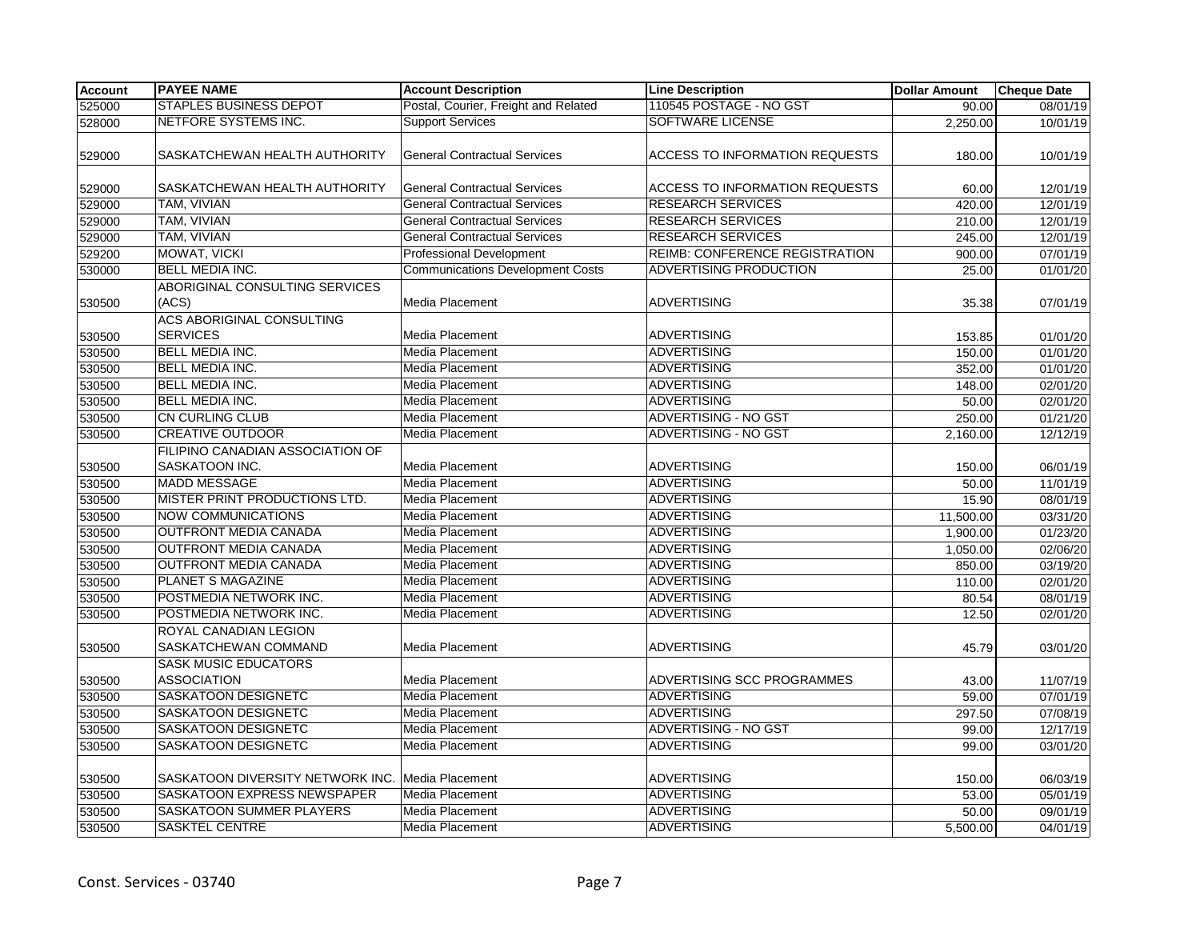| Account | PAYEE NAME | Account Description | Line Description | Dollar Amount | Cheque Date |
| --- | --- | --- | --- | --- | --- |
| 525000 | STAPLES BUSINESS DEPOT | Postal, Courier, Freight and Related | 110545 POSTAGE - NO GST | 90.00 | 08/01/19 |
| 528000 | NETFORE SYSTEMS INC. | Support Services | SOFTWARE LICENSE | 2,250.00 | 10/01/19 |
| 529000 | SASKATCHEWAN HEALTH AUTHORITY | General Contractual Services | ACCESS TO INFORMATION REQUESTS | 180.00 | 10/01/19 |
| 529000 | SASKATCHEWAN HEALTH AUTHORITY | General Contractual Services | ACCESS TO INFORMATION REQUESTS | 60.00 | 12/01/19 |
| 529000 | TAM, VIVIAN | General Contractual Services | RESEARCH SERVICES | 420.00 | 12/01/19 |
| 529000 | TAM, VIVIAN | General Contractual Services | RESEARCH SERVICES | 210.00 | 12/01/19 |
| 529000 | TAM, VIVIAN | General Contractual Services | RESEARCH SERVICES | 245.00 | 12/01/19 |
| 529200 | MOWAT, VICKI | Professional Development | REIMB: CONFERENCE REGISTRATION | 900.00 | 07/01/19 |
| 530000 | BELL MEDIA INC. | Communications Development Costs | ADVERTISING PRODUCTION | 25.00 | 01/01/20 |
| 530500 | ABORIGINAL CONSULTING SERVICES (ACS) | Media Placement | ADVERTISING | 35.38 | 07/01/19 |
| 530500 | ACS ABORIGINAL CONSULTING SERVICES | Media Placement | ADVERTISING | 153.85 | 01/01/20 |
| 530500 | BELL MEDIA INC. | Media Placement | ADVERTISING | 150.00 | 01/01/20 |
| 530500 | BELL MEDIA INC. | Media Placement | ADVERTISING | 352.00 | 01/01/20 |
| 530500 | BELL MEDIA INC. | Media Placement | ADVERTISING | 148.00 | 02/01/20 |
| 530500 | BELL MEDIA INC. | Media Placement | ADVERTISING | 50.00 | 02/01/20 |
| 530500 | CN CURLING CLUB | Media Placement | ADVERTISING - NO GST | 250.00 | 01/21/20 |
| 530500 | CREATIVE OUTDOOR | Media Placement | ADVERTISING - NO GST | 2,160.00 | 12/12/19 |
| 530500 | FILIPINO CANADIAN ASSOCIATION OF SASKATOON INC. | Media Placement | ADVERTISING | 150.00 | 06/01/19 |
| 530500 | MADD MESSAGE | Media Placement | ADVERTISING | 50.00 | 11/01/19 |
| 530500 | MISTER PRINT PRODUCTIONS LTD. | Media Placement | ADVERTISING | 15.90 | 08/01/19 |
| 530500 | NOW COMMUNICATIONS | Media Placement | ADVERTISING | 11,500.00 | 03/31/20 |
| 530500 | OUTFRONT MEDIA CANADA | Media Placement | ADVERTISING | 1,900.00 | 01/23/20 |
| 530500 | OUTFRONT MEDIA CANADA | Media Placement | ADVERTISING | 1,050.00 | 02/06/20 |
| 530500 | OUTFRONT MEDIA CANADA | Media Placement | ADVERTISING | 850.00 | 03/19/20 |
| 530500 | PLANET S MAGAZINE | Media Placement | ADVERTISING | 110.00 | 02/01/20 |
| 530500 | POSTMEDIA NETWORK INC. | Media Placement | ADVERTISING | 80.54 | 08/01/19 |
| 530500 | POSTMEDIA NETWORK INC. | Media Placement | ADVERTISING | 12.50 | 02/01/20 |
| 530500 | ROYAL CANADIAN LEGION SASKATCHEWAN COMMAND | Media Placement | ADVERTISING | 45.79 | 03/01/20 |
| 530500 | SASK MUSIC EDUCATORS ASSOCIATION | Media Placement | ADVERTISING SCC PROGRAMMES | 43.00 | 11/07/19 |
| 530500 | SASKATOON DESIGNETC | Media Placement | ADVERTISING | 59.00 | 07/01/19 |
| 530500 | SASKATOON DESIGNETC | Media Placement | ADVERTISING | 297.50 | 07/08/19 |
| 530500 | SASKATOON DESIGNETC | Media Placement | ADVERTISING - NO GST | 99.00 | 12/17/19 |
| 530500 | SASKATOON DESIGNETC | Media Placement | ADVERTISING | 99.00 | 03/01/20 |
| 530500 | SASKATOON DIVERSITY NETWORK INC. | Media Placement | ADVERTISING | 150.00 | 06/03/19 |
| 530500 | SASKATOON EXPRESS NEWSPAPER | Media Placement | ADVERTISING | 53.00 | 05/01/19 |
| 530500 | SASKATOON SUMMER PLAYERS | Media Placement | ADVERTISING | 50.00 | 09/01/19 |
| 530500 | SASKTEL CENTRE | Media Placement | ADVERTISING | 5,500.00 | 04/01/19 |

Const. Services - 03740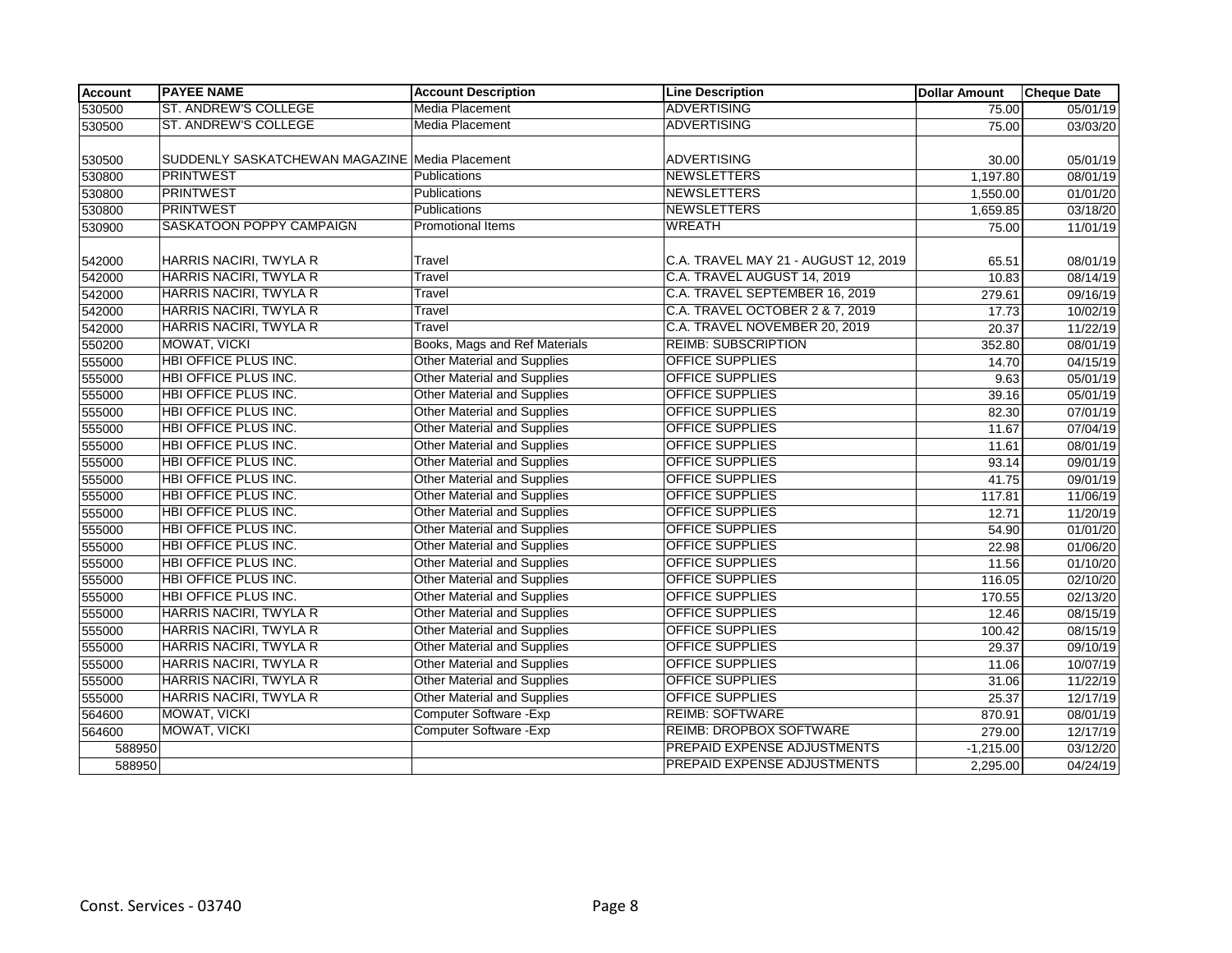| Account | PAYEE NAME | Account Description | Line Description | Dollar Amount | Cheque Date |
|---|---|---|---|---|---|
| 530500 | ST. ANDREW'S COLLEGE | Media Placement | ADVERTISING | 75.00 | 05/01/19 |
| 530500 | ST. ANDREW'S COLLEGE | Media Placement | ADVERTISING | 75.00 | 03/03/20 |
| 530500 | SUDDENLY SASKATCHEWAN MAGAZINE | Media Placement | ADVERTISING | 30.00 | 05/01/19 |
| 530800 | PRINTWEST | Publications | NEWSLETTERS | 1,197.80 | 08/01/19 |
| 530800 | PRINTWEST | Publications | NEWSLETTERS | 1,550.00 | 01/01/20 |
| 530800 | PRINTWEST | Publications | NEWSLETTERS | 1,659.85 | 03/18/20 |
| 530900 | SASKATOON POPPY CAMPAIGN | Promotional Items | WREATH | 75.00 | 11/01/19 |
| 542000 | HARRIS NACIRI, TWYLA R | Travel | C.A. TRAVEL MAY 21 - AUGUST 12, 2019 | 65.51 | 08/01/19 |
| 542000 | HARRIS NACIRI, TWYLA R | Travel | C.A. TRAVEL AUGUST 14, 2019 | 10.83 | 08/14/19 |
| 542000 | HARRIS NACIRI, TWYLA R | Travel | C.A. TRAVEL SEPTEMBER 16, 2019 | 279.61 | 09/16/19 |
| 542000 | HARRIS NACIRI, TWYLA R | Travel | C.A. TRAVEL OCTOBER 2 & 7, 2019 | 17.73 | 10/02/19 |
| 542000 | HARRIS NACIRI, TWYLA R | Travel | C.A. TRAVEL NOVEMBER 20, 2019 | 20.37 | 11/22/19 |
| 550200 | MOWAT, VICKI | Books, Mags and Ref Materials | REIMB: SUBSCRIPTION | 352.80 | 08/01/19 |
| 555000 | HBI OFFICE PLUS INC. | Other Material and Supplies | OFFICE SUPPLIES | 14.70 | 04/15/19 |
| 555000 | HBI OFFICE PLUS INC. | Other Material and Supplies | OFFICE SUPPLIES | 9.63 | 05/01/19 |
| 555000 | HBI OFFICE PLUS INC. | Other Material and Supplies | OFFICE SUPPLIES | 39.16 | 05/01/19 |
| 555000 | HBI OFFICE PLUS INC. | Other Material and Supplies | OFFICE SUPPLIES | 82.30 | 07/01/19 |
| 555000 | HBI OFFICE PLUS INC. | Other Material and Supplies | OFFICE SUPPLIES | 11.67 | 07/04/19 |
| 555000 | HBI OFFICE PLUS INC. | Other Material and Supplies | OFFICE SUPPLIES | 11.61 | 08/01/19 |
| 555000 | HBI OFFICE PLUS INC. | Other Material and Supplies | OFFICE SUPPLIES | 93.14 | 09/01/19 |
| 555000 | HBI OFFICE PLUS INC. | Other Material and Supplies | OFFICE SUPPLIES | 41.75 | 09/01/19 |
| 555000 | HBI OFFICE PLUS INC. | Other Material and Supplies | OFFICE SUPPLIES | 117.81 | 11/06/19 |
| 555000 | HBI OFFICE PLUS INC. | Other Material and Supplies | OFFICE SUPPLIES | 12.71 | 11/20/19 |
| 555000 | HBI OFFICE PLUS INC. | Other Material and Supplies | OFFICE SUPPLIES | 54.90 | 01/01/20 |
| 555000 | HBI OFFICE PLUS INC. | Other Material and Supplies | OFFICE SUPPLIES | 22.98 | 01/06/20 |
| 555000 | HBI OFFICE PLUS INC. | Other Material and Supplies | OFFICE SUPPLIES | 11.56 | 01/10/20 |
| 555000 | HBI OFFICE PLUS INC. | Other Material and Supplies | OFFICE SUPPLIES | 116.05 | 02/10/20 |
| 555000 | HBI OFFICE PLUS INC. | Other Material and Supplies | OFFICE SUPPLIES | 170.55 | 02/13/20 |
| 555000 | HARRIS NACIRI, TWYLA R | Other Material and Supplies | OFFICE SUPPLIES | 12.46 | 08/15/19 |
| 555000 | HARRIS NACIRI, TWYLA R | Other Material and Supplies | OFFICE SUPPLIES | 100.42 | 08/15/19 |
| 555000 | HARRIS NACIRI, TWYLA R | Other Material and Supplies | OFFICE SUPPLIES | 29.37 | 09/10/19 |
| 555000 | HARRIS NACIRI, TWYLA R | Other Material and Supplies | OFFICE SUPPLIES | 11.06 | 10/07/19 |
| 555000 | HARRIS NACIRI, TWYLA R | Other Material and Supplies | OFFICE SUPPLIES | 31.06 | 11/22/19 |
| 555000 | HARRIS NACIRI, TWYLA R | Other Material and Supplies | OFFICE SUPPLIES | 25.37 | 12/17/19 |
| 564600 | MOWAT, VICKI | Computer Software -Exp | REIMB: SOFTWARE | 870.91 | 08/01/19 |
| 564600 | MOWAT, VICKI | Computer Software -Exp | REIMB: DROPBOX SOFTWARE | 279.00 | 12/17/19 |
| 588950 | | | PREPAID EXPENSE ADJUSTMENTS | -1,215.00 | 03/12/20 |
| 588950 | | | PREPAID EXPENSE ADJUSTMENTS | 2,295.00 | 04/24/19 |

Const. Services - 03740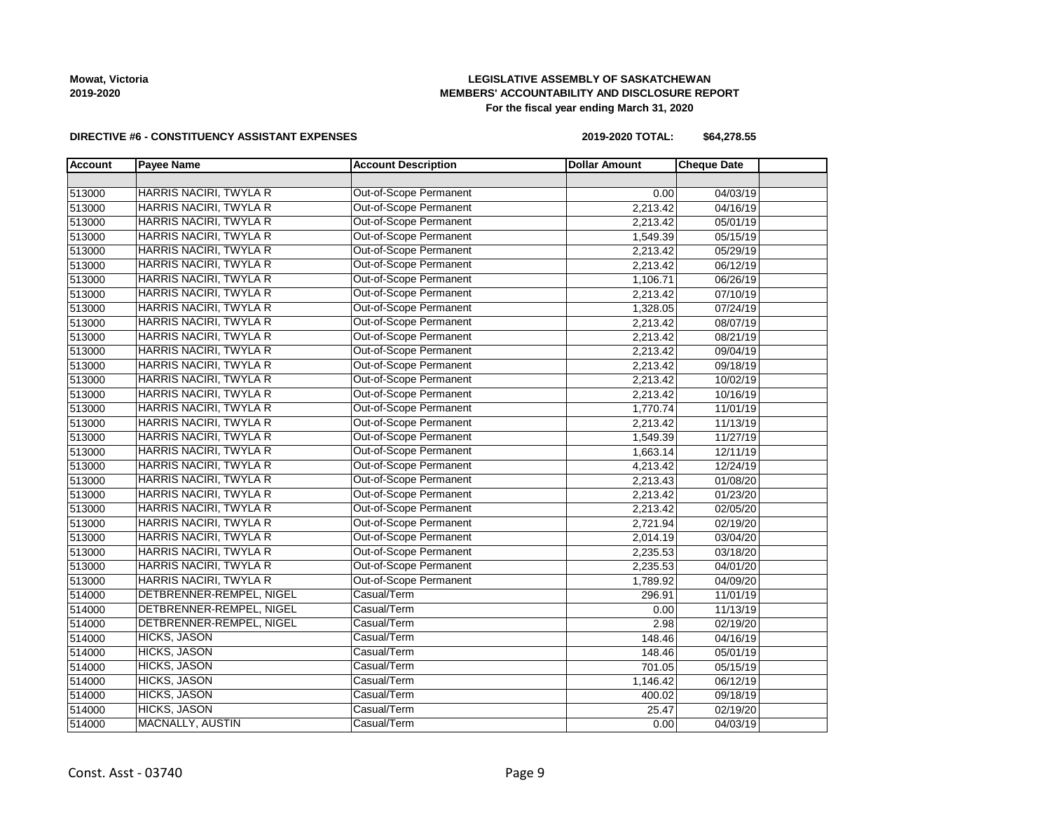Mowat, Victoria
2019-2020

**LEGISLATIVE ASSEMBLY OF SASKATCHEWAN**
**MEMBERS' ACCOUNTABILITY AND DISCLOSURE REPORT**
**For the fiscal year ending March 31, 2020**

**DIRECTIVE #6 - CONSTITUENCY ASSISTANT EXPENSES** **2019-2020 TOTAL: $64,278.55**

| Account | Payee Name | Account Description | Dollar Amount | Cheque Date | |
|---|---|---|---|---|---|
| | | | | | |
| 513000 | HARRIS NACIRI, TWYLA R | Out-of-Scope Permanent | 0.00 | 04/03/19 | |
| 513000 | HARRIS NACIRI, TWYLA R | Out-of-Scope Permanent | 2,213.42 | 04/16/19 | |
| 513000 | HARRIS NACIRI, TWYLA R | Out-of-Scope Permanent | 2,213.42 | 05/01/19 | |
| 513000 | HARRIS NACIRI, TWYLA R | Out-of-Scope Permanent | 1,549.39 | 05/15/19 | |
| 513000 | HARRIS NACIRI, TWYLA R | Out-of-Scope Permanent | 2,213.42 | 05/29/19 | |
| 513000 | HARRIS NACIRI, TWYLA R | Out-of-Scope Permanent | 2,213.42 | 06/12/19 | |
| 513000 | HARRIS NACIRI, TWYLA R | Out-of-Scope Permanent | 1,106.71 | 06/26/19 | |
| 513000 | HARRIS NACIRI, TWYLA R | Out-of-Scope Permanent | 2,213.42 | 07/10/19 | |
| 513000 | HARRIS NACIRI, TWYLA R | Out-of-Scope Permanent | 1,328.05 | 07/24/19 | |
| 513000 | HARRIS NACIRI, TWYLA R | Out-of-Scope Permanent | 2,213.42 | 08/07/19 | |
| 513000 | HARRIS NACIRI, TWYLA R | Out-of-Scope Permanent | 2,213.42 | 08/21/19 | |
| 513000 | HARRIS NACIRI, TWYLA R | Out-of-Scope Permanent | 2,213.42 | 09/04/19 | |
| 513000 | HARRIS NACIRI, TWYLA R | Out-of-Scope Permanent | 2,213.42 | 09/18/19 | |
| 513000 | HARRIS NACIRI, TWYLA R | Out-of-Scope Permanent | 2,213.42 | 10/02/19 | |
| 513000 | HARRIS NACIRI, TWYLA R | Out-of-Scope Permanent | 2,213.42 | 10/16/19 | |
| 513000 | HARRIS NACIRI, TWYLA R | Out-of-Scope Permanent | 1,770.74 | 11/01/19 | |
| 513000 | HARRIS NACIRI, TWYLA R | Out-of-Scope Permanent | 2,213.42 | 11/13/19 | |
| 513000 | HARRIS NACIRI, TWYLA R | Out-of-Scope Permanent | 1,549.39 | 11/27/19 | |
| 513000 | HARRIS NACIRI, TWYLA R | Out-of-Scope Permanent | 1,663.14 | 12/11/19 | |
| 513000 | HARRIS NACIRI, TWYLA R | Out-of-Scope Permanent | 4,213.42 | 12/24/19 | |
| 513000 | HARRIS NACIRI, TWYLA R | Out-of-Scope Permanent | 2,213.43 | 01/08/20 | |
| 513000 | HARRIS NACIRI, TWYLA R | Out-of-Scope Permanent | 2,213.42 | 01/23/20 | |
| 513000 | HARRIS NACIRI, TWYLA R | Out-of-Scope Permanent | 2,213.42 | 02/05/20 | |
| 513000 | HARRIS NACIRI, TWYLA R | Out-of-Scope Permanent | 2,721.94 | 02/19/20 | |
| 513000 | HARRIS NACIRI, TWYLA R | Out-of-Scope Permanent | 2,014.19 | 03/04/20 | |
| 513000 | HARRIS NACIRI, TWYLA R | Out-of-Scope Permanent | 2,235.53 | 03/18/20 | |
| 513000 | HARRIS NACIRI, TWYLA R | Out-of-Scope Permanent | 2,235.53 | 04/01/20 | |
| 513000 | HARRIS NACIRI, TWYLA R | Out-of-Scope Permanent | 1,789.92 | 04/09/20 | |
| 514000 | DETBRENNER-REMPEL, NIGEL | Casual/Term | 296.91 | 11/01/19 | |
| 514000 | DETBRENNER-REMPEL, NIGEL | Casual/Term | 0.00 | 11/13/19 | |
| 514000 | DETBRENNER-REMPEL, NIGEL | Casual/Term | 2.98 | 02/19/20 | |
| 514000 | HICKS, JASON | Casual/Term | 148.46 | 04/16/19 | |
| 514000 | HICKS, JASON | Casual/Term | 148.46 | 05/01/19 | |
| 514000 | HICKS, JASON | Casual/Term | 701.05 | 05/15/19 | |
| 514000 | HICKS, JASON | Casual/Term | 1,146.42 | 06/12/19 | |
| 514000 | HICKS, JASON | Casual/Term | 400.02 | 09/18/19 | |
| 514000 | HICKS, JASON | Casual/Term | 25.47 | 02/19/20 | |
| 514000 | MACNALLY, AUSTIN | Casual/Term | 0.00 | 04/03/19 | |

Const. Asst - 03740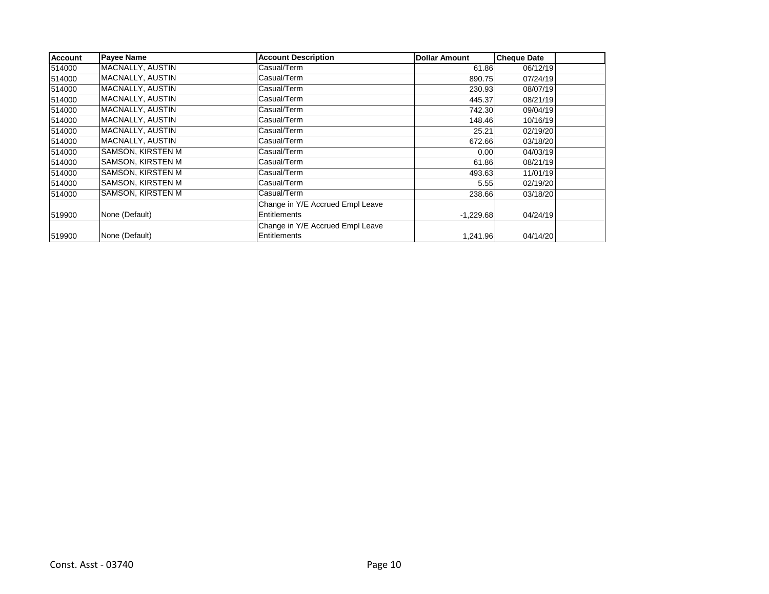| Account | Payee Name | Account Description | Dollar Amount | Cheque Date | |
|---|---|---|---|---|---|
| 514000 | MACNALLY, AUSTIN | Casual/Term | 61.86 | 06/12/19 | |
| 514000 | MACNALLY, AUSTIN | Casual/Term | 890.75 | 07/24/19 | |
| 514000 | MACNALLY, AUSTIN | Casual/Term | 230.93 | 08/07/19 | |
| 514000 | MACNALLY, AUSTIN | Casual/Term | 445.37 | 08/21/19 | |
| 514000 | MACNALLY, AUSTIN | Casual/Term | 742.30 | 09/04/19 | |
| 514000 | MACNALLY, AUSTIN | Casual/Term | 148.46 | 10/16/19 | |
| 514000 | MACNALLY, AUSTIN | Casual/Term | 25.21 | 02/19/20 | |
| 514000 | MACNALLY, AUSTIN | Casual/Term | 672.66 | 03/18/20 | |
| 514000 | SAMSON, KIRSTEN M | Casual/Term | 0.00 | 04/03/19 | |
| 514000 | SAMSON, KIRSTEN M | Casual/Term | 61.86 | 08/21/19 | |
| 514000 | SAMSON, KIRSTEN M | Casual/Term | 493.63 | 11/01/19 | |
| 514000 | SAMSON, KIRSTEN M | Casual/Term | 5.55 | 02/19/20 | |
| 514000 | SAMSON, KIRSTEN M | Casual/Term | 238.66 | 03/18/20 | |
| 519900 | None (Default) | Change in Y/E Accrued Empl Leave Entitlements | -1,229.68 | 04/24/19 | |
| 519900 | None (Default) | Change in Y/E Accrued Empl Leave Entitlements | 1,241.96 | 04/14/20 | |

Const. Asst - 03740